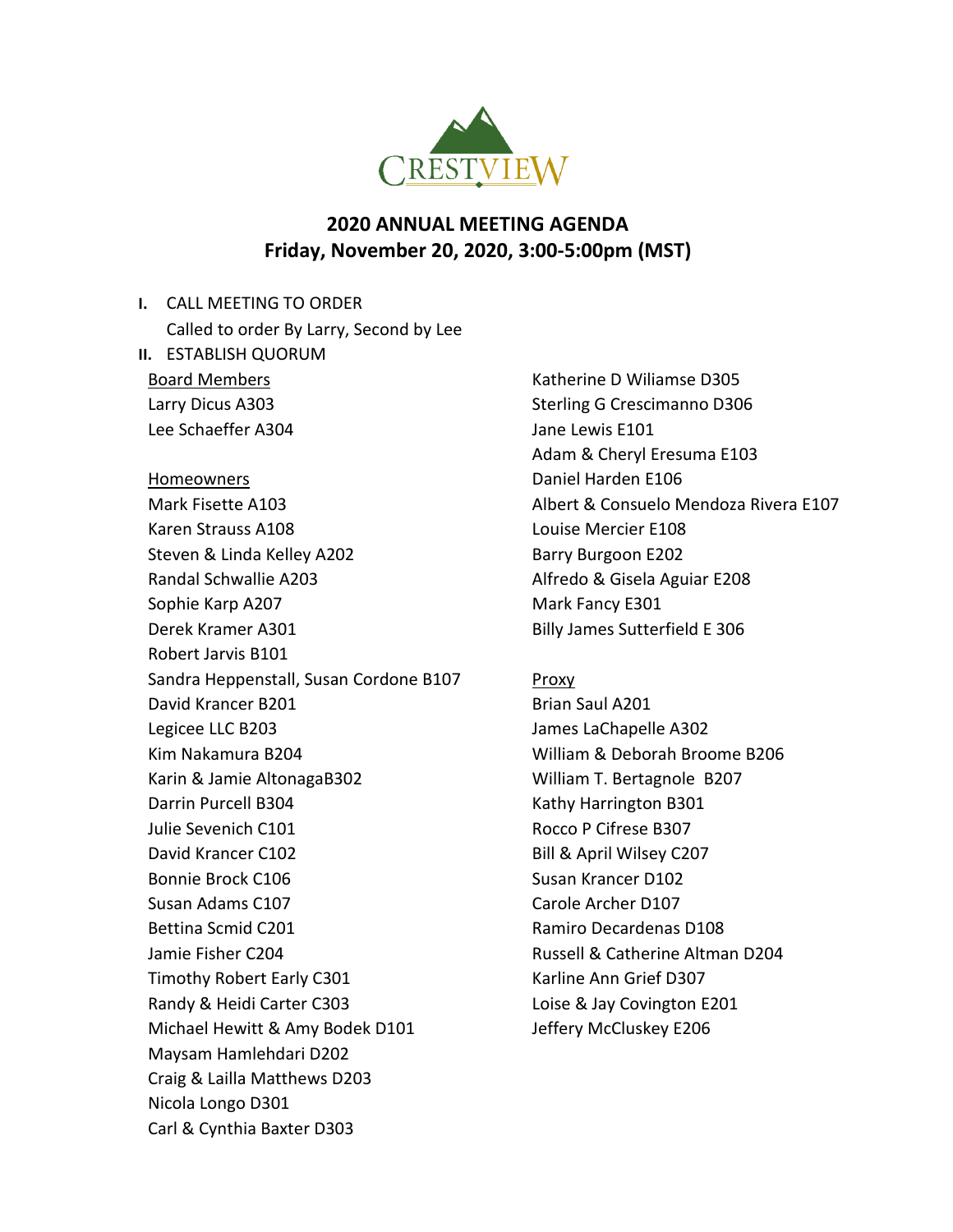CRESTVIEW

## 2020 ANNUAL MEETING AGENDA
## Friday, November 20, 2020, 3:00-5:00pm (MST)

**I.** CALL MEETING TO ORDER

Called to order By Larry, Second by Lee

**II.** ESTABLISH QUORUM

Board Members

Larry Dicus A303
Lee Schaeffer A304

Homeowners

Mark Fisette A103
Karen Strauss A108
Steven & Linda Kelley A202
Randal Schwallie A203
Sophie Karp A207
Derek Kramer A301
Robert Jarvis B101
Sandra Heppenstall, Susan Cordone B107
David Krancer B201
Legicee LLC B203
Kim Nakamura B204
Karin & Jamie AltonagaB302
Darrin Purcell B304
Julie Sevenich C101
David Krancer C102
Bonnie Brock C106
Susan Adams C107
Bettina Scmid C201
Jamie Fisher C204
Timothy Robert Early C301
Randy & Heidi Carter C303
Michael Hewitt & Amy Bodek D101
Maysam Hamlehdari D202
Craig & Lailla Matthews D203
Nicola Longo D301
Carl & Cynthia Baxter D303
Katherine D Wiliamse D305
Sterling G Crescimanno D306
Jane Lewis E101
Adam & Cheryl Eresuma E103
Daniel Harden E106
Albert & Consuelo Mendoza Rivera E107
Louise Mercier E108
Barry Burgoon E202
Alfredo & Gisela Aguiar E208
Mark Fancy E301
Billy James Sutterfield E 306

Proxy

Brian Saul A201
James LaChapelle A302
William & Deborah Broome B206
William T. Bertagnole B207
Kathy Harrington B301
Rocco P Cifrese B307
Bill & April Wilsey C207
Susan Krancer D102
Carole Archer D107
Ramiro Decardenas D108
Russell & Catherine Altman D204
Karline Ann Grief D307
Loise & Jay Covington E201
Jeffery McCluskey E206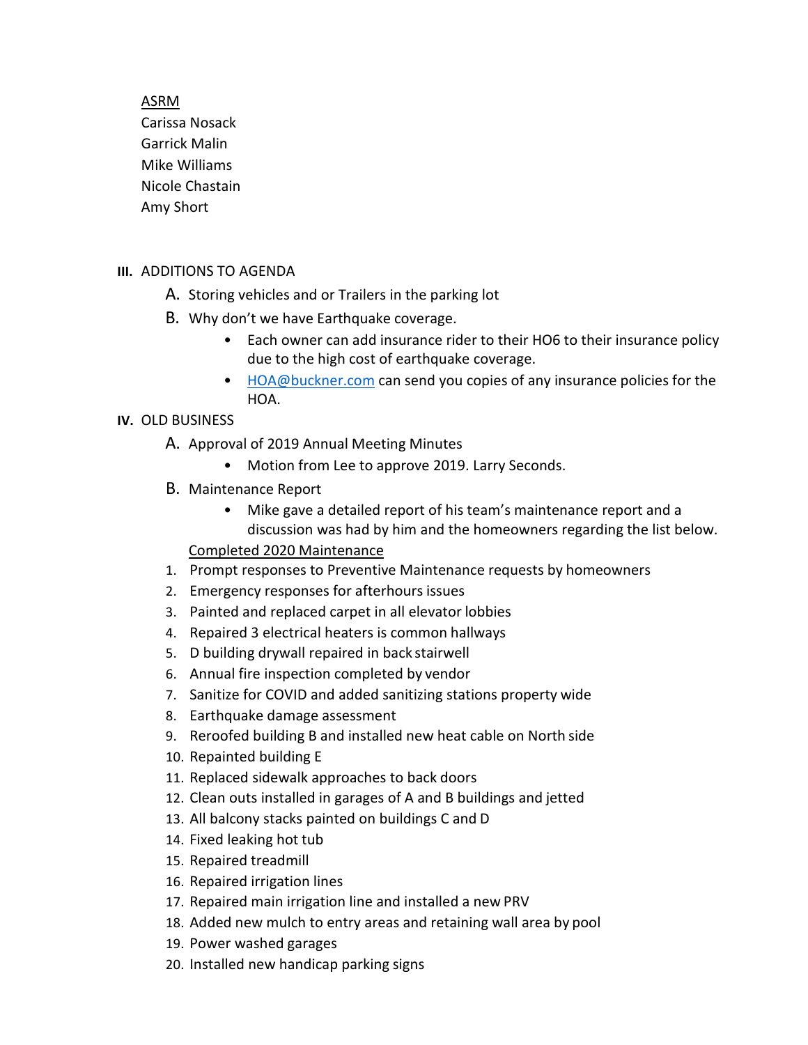<u>ASRM</u>
Carissa Nosack
Garrick Malin
Mike Williams
Nicole Chastain
Amy Short

**III.** ADDITIONS TO AGENDA

A. Storing vehicles and or Trailers in the parking lot

B. Why don't we have Earthquake coverage.

- Each owner can add insurance rider to their HO6 to their insurance policy due to the high cost of earthquake coverage.
- HOA@buckner.com can send you copies of any insurance policies for the HOA.

**IV.** OLD BUSINESS

A. Approval of 2019 Annual Meeting Minutes

- Motion from Lee to approve 2019. Larry Seconds.

B. Maintenance Report

- Mike gave a detailed report of his team's maintenance report and a discussion was had by him and the homeowners regarding the list below.

<u>Completed 2020 Maintenance</u>

1. Prompt responses to Preventive Maintenance requests by homeowners
2. Emergency responses for afterhours issues
3. Painted and replaced carpet in all elevator lobbies
4. Repaired 3 electrical heaters is common hallways
5. D building drywall repaired in back stairwell
6. Annual fire inspection completed by vendor
7. Sanitize for COVID and added sanitizing stations property wide
8. Earthquake damage assessment
9. Reroofed building B and installed new heat cable on North side
10. Repainted building E
11. Replaced sidewalk approaches to back doors
12. Clean outs installed in garages of A and B buildings and jetted
13. All balcony stacks painted on buildings C and D
14. Fixed leaking hot tub
15. Repaired treadmill
16. Repaired irrigation lines
17. Repaired main irrigation line and installed a new PRV
18. Added new mulch to entry areas and retaining wall area by pool
19. Power washed garages
20. Installed new handicap parking signs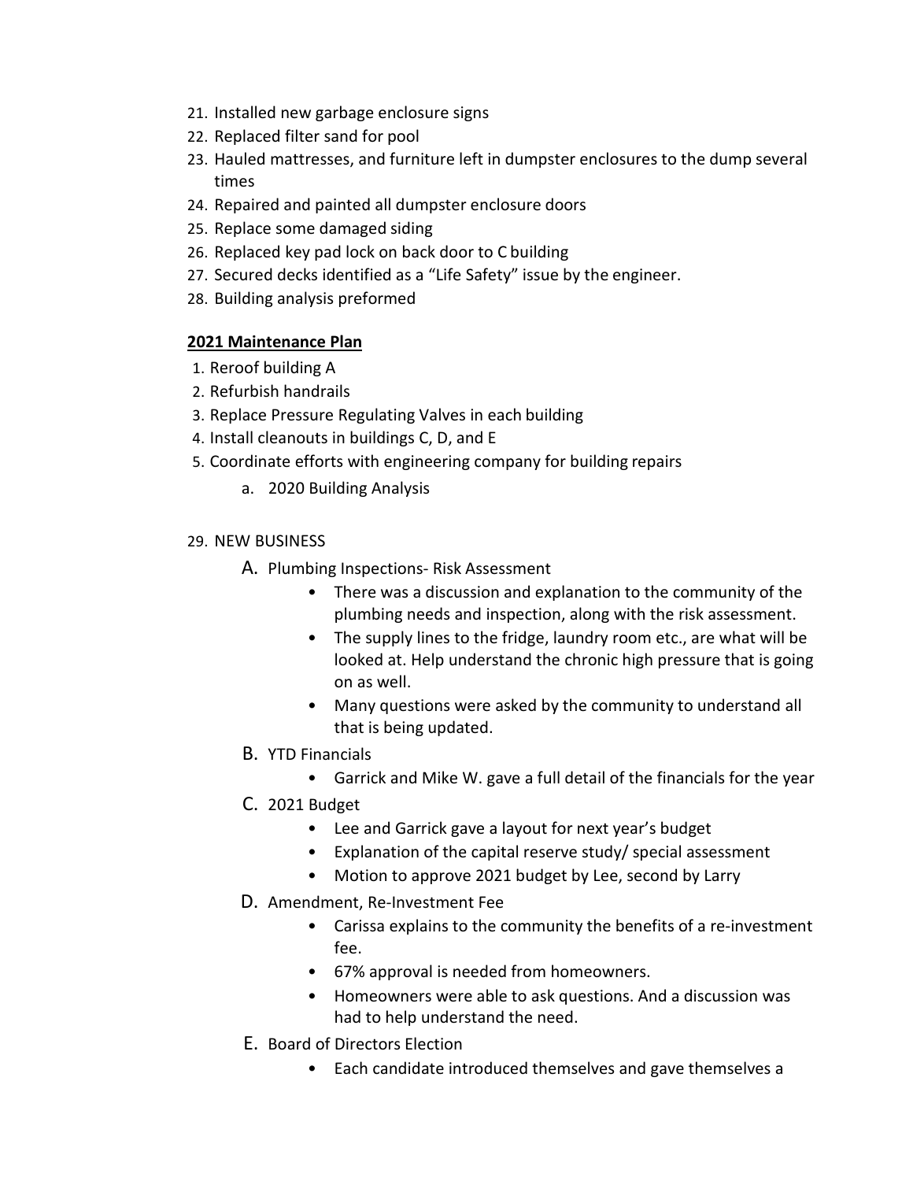21. Installed new garbage enclosure signs
22. Replaced filter sand for pool
23. Hauled mattresses, and furniture left in dumpster enclosures to the dump several times
24. Repaired and painted all dumpster enclosure doors
25. Replace some damaged siding
26. Replaced key pad lock on back door to C building
27. Secured decks identified as a "Life Safety" issue by the engineer.
28. Building analysis preformed

**2021 Maintenance Plan**

1. Reroof building A
2. Refurbish handrails
3. Replace Pressure Regulating Valves in each building
4. Install cleanouts in buildings C, D, and E
5. Coordinate efforts with engineering company for building repairs
    a. 2020 Building Analysis

29. NEW BUSINESS
    A. Plumbing Inspections- Risk Assessment
        - There was a discussion and explanation to the community of the plumbing needs and inspection, along with the risk assessment.
        - The supply lines to the fridge, laundry room etc., are what will be looked at. Help understand the chronic high pressure that is going on as well.
        - Many questions were asked by the community to understand all that is being updated.
    B. YTD Financials
        - Garrick and Mike W. gave a full detail of the financials for the year
    C. 2021 Budget
        - Lee and Garrick gave a layout for next year's budget
        - Explanation of the capital reserve study/ special assessment
        - Motion to approve 2021 budget by Lee, second by Larry
    D. Amendment, Re-Investment Fee
        - Carissa explains to the community the benefits of a re-investment fee.
        - 67% approval is needed from homeowners.
        - Homeowners were able to ask questions. And a discussion was had to help understand the need.
    E. Board of Directors Election
        - Each candidate introduced themselves and gave themselves a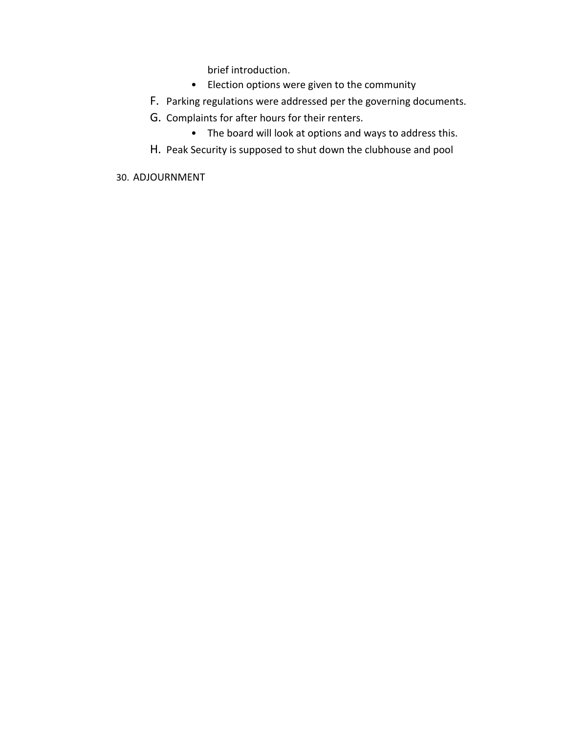brief introduction.

- Election options were given to the community

F. Parking regulations were addressed per the governing documents.

G. Complaints for after hours for their renters.

- The board will look at options and ways to address this.

H. Peak Security is supposed to shut down the clubhouse and pool

30. ADJOURNMENT